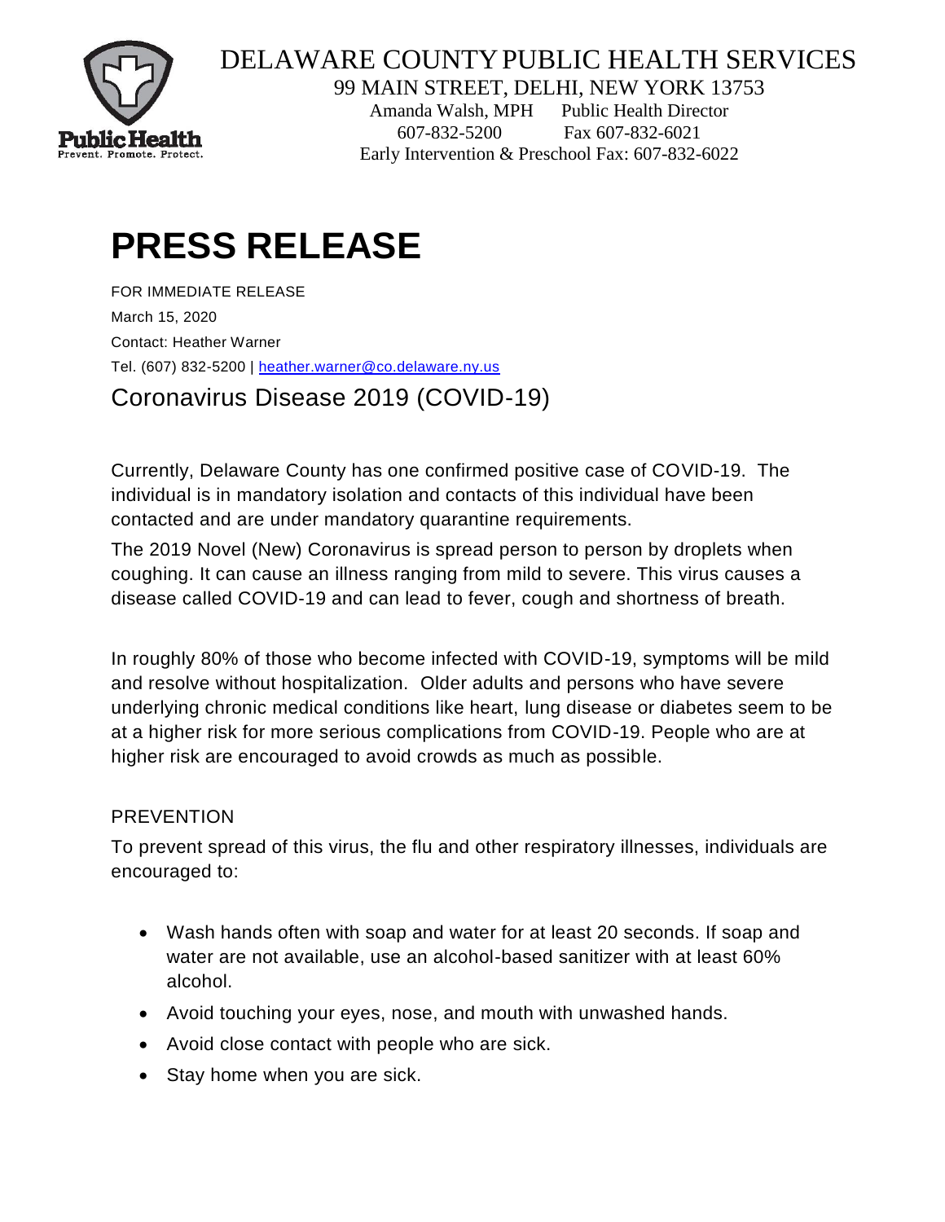DELAWARE COUNTY PUBLIC HEALTH SERVICES

99 MAIN STREET, DELHI, NEW YORK 13753

Amanda Walsh, MPH Public Health Director

607-832-5200 Fax 607-832-6021

Early Intervention & Preschool Fax: 607-832-6022

# PRESS RELEASE

FOR IMMEDIATE RELEASE

March 15, 2020

Contact: Heather Warner

Tel. (607) 832-5200 | heather.warner@co.delaware.ny.us

## Coronavirus Disease 2019 (COVID-19)

Currently, Delaware County has one confirmed positive case of COVID-19. The individual is in mandatory isolation and contacts of this individual have been contacted and are under mandatory quarantine requirements.

The 2019 Novel (New) Coronavirus is spread person to person by droplets when coughing. It can cause an illness ranging from mild to severe. This virus causes a disease called COVID-19 and can lead to fever, cough and shortness of breath.

In roughly 80% of those who become infected with COVID-19, symptoms will be mild and resolve without hospitalization. Older adults and persons who have severe underlying chronic medical conditions like heart, lung disease or diabetes seem to be at a higher risk for more serious complications from COVID-19. People who are at higher risk are encouraged to avoid crowds as much as possible.

### PREVENTION

To prevent spread of this virus, the flu and other respiratory illnesses, individuals are encouraged to:

- Wash hands often with soap and water for at least 20 seconds. If soap and water are not available, use an alcohol-based sanitizer with at least 60% alcohol.
- Avoid touching your eyes, nose, and mouth with unwashed hands.
- Avoid close contact with people who are sick.
- Stay home when you are sick.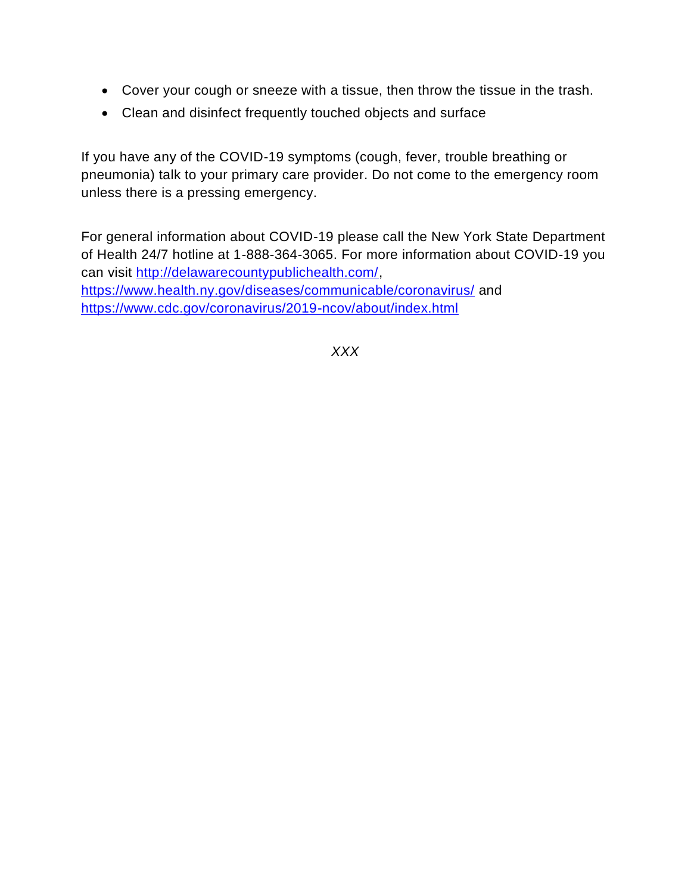- Cover your cough or sneeze with a tissue, then throw the tissue in the trash.
- Clean and disinfect frequently touched objects and surface

If you have any of the COVID-19 symptoms (cough, fever, trouble breathing or pneumonia) talk to your primary care provider. Do not come to the emergency room unless there is a pressing emergency.

For general information about COVID-19 please call the New York State Department of Health 24/7 hotline at 1-888-364-3065. For more information about COVID-19 you can visit http://delawarecountypublichealth.com/, https://www.health.ny.gov/diseases/communicable/coronavirus/ and https://www.cdc.gov/coronavirus/2019-ncov/about/index.html

*XXX*